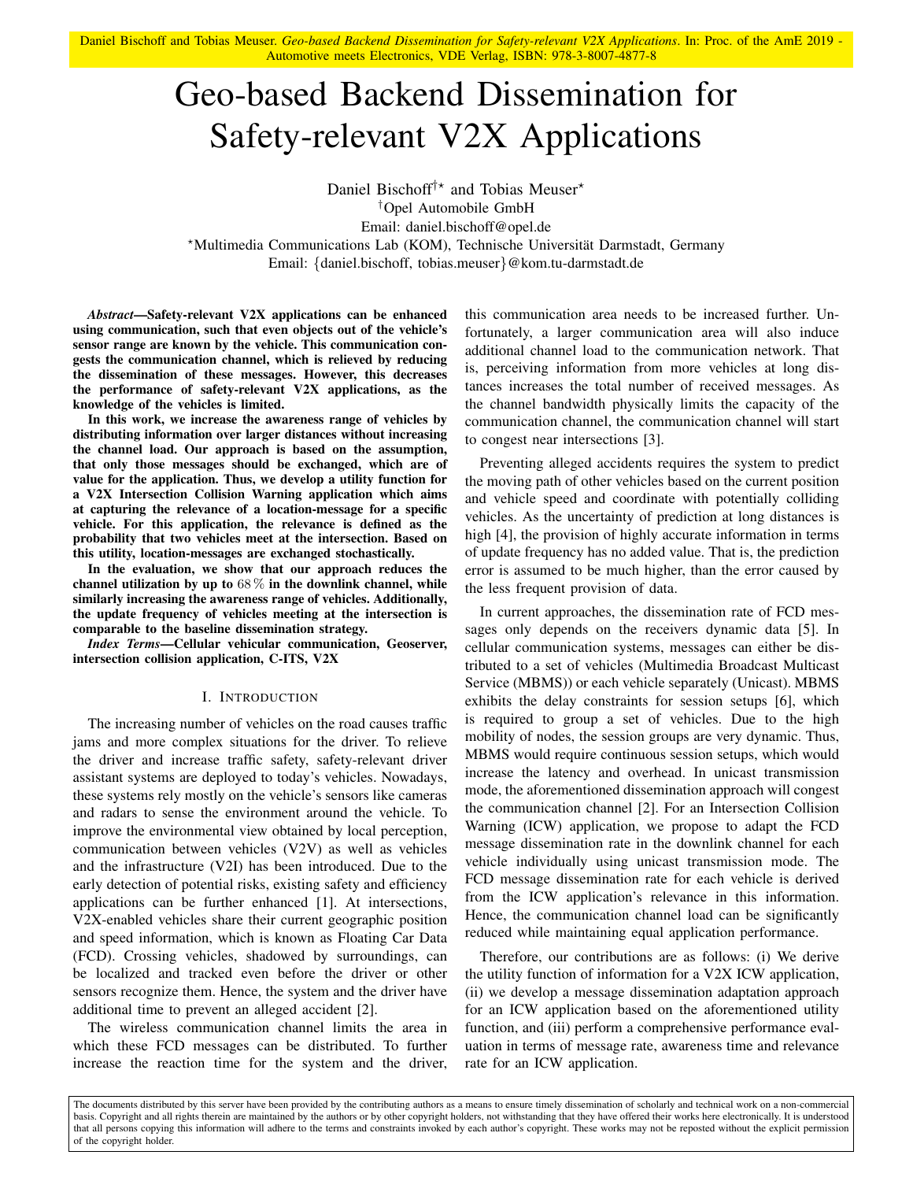Daniel Bischoff and Tobias Meuser. *Geo-based Backend Dissemination for Safety-relevant V2X Applications*. In: Proc. of the AmE 2019 - Automotive meets Electronics, VDE Verlag, ISBN: 978-3-8007-4877-8

# Geo-based Backend Dissemination for Safety-relevant V2X Applications

Daniel Bischoff[†*] and Tobias Meuser[*]

[†]Opel Automobile GmbH

Email: daniel.bischoff@opel.de

[*]Multimedia Communications Lab (KOM), Technische Universität Darmstadt, Germany

Email: {daniel.bischoff, tobias.meuser}@kom.tu-darmstadt.de

***Abstract*—Safety-relevant V2X applications can be enhanced using communication, such that even objects out of the vehicle's sensor range are known by the vehicle. This communication congests the communication channel, which is relieved by reducing the dissemination of these messages. However, this decreases the performance of safety-relevant V2X applications, as the knowledge of the vehicles is limited.**

**In this work, we increase the awareness range of vehicles by distributing information over larger distances without increasing the channel load. Our approach is based on the assumption, that only those messages should be exchanged, which are of value for the application. Thus, we develop a utility function for a V2X Intersection Collision Warning application which aims at capturing the relevance of a location-message for a specific vehicle. For this application, the relevance is defined as the probability that two vehicles meet at the intersection. Based on this utility, location-messages are exchanged stochastically.**

**In the evaluation, we show that our approach reduces the channel utilization by up to $68\,\%$ in the downlink channel, while similarly increasing the awareness range of vehicles. Additionally, the update frequency of vehicles meeting at the intersection is comparable to the baseline dissemination strategy.**

***Index Terms*—Cellular vehicular communication, Geoserver, intersection collision application, C-ITS, V2X**

## I. Introduction

The increasing number of vehicles on the road causes traffic jams and more complex situations for the driver. To relieve the driver and increase traffic safety, safety-relevant driver assistant systems are deployed to today's vehicles. Nowadays, these systems rely mostly on the vehicle's sensors like cameras and radars to sense the environment around the vehicle. To improve the environmental view obtained by local perception, communication between vehicles (V2V) as well as vehicles and the infrastructure (V2I) has been introduced. Due to the early detection of potential risks, existing safety and efficiency applications can be further enhanced [1]. At intersections, V2X-enabled vehicles share their current geographic position and speed information, which is known as Floating Car Data (FCD). Crossing vehicles, shadowed by surroundings, can be localized and tracked even before the driver or other sensors recognize them. Hence, the system and the driver have additional time to prevent an alleged accident [2].

The wireless communication channel limits the area in which these FCD messages can be distributed. To further increase the reaction time for the system and the driver, this communication area needs to be increased further. Unfortunately, a larger communication area will also induce additional channel load to the communication network. That is, perceiving information from more vehicles at long distances increases the total number of received messages. As the channel bandwidth physically limits the capacity of the communication channel, the communication channel will start to congest near intersections [3].

Preventing alleged accidents requires the system to predict the moving path of other vehicles based on the current position and vehicle speed and coordinate with potentially colliding vehicles. As the uncertainty of prediction at long distances is high [4], the provision of highly accurate information in terms of update frequency has no added value. That is, the prediction error is assumed to be much higher, than the error caused by the less frequent provision of data.

In current approaches, the dissemination rate of FCD messages only depends on the receivers dynamic data [5]. In cellular communication systems, messages can either be distributed to a set of vehicles (Multimedia Broadcast Multicast Service (MBMS)) or each vehicle separately (Unicast). MBMS exhibits the delay constraints for session setups [6], which is required to group a set of vehicles. Due to the high mobility of nodes, the session groups are very dynamic. Thus, MBMS would require continuous session setups, which would increase the latency and overhead. In unicast transmission mode, the aforementioned dissemination approach will congest the communication channel [2]. For an Intersection Collision Warning (ICW) application, we propose to adapt the FCD message dissemination rate in the downlink channel for each vehicle individually using unicast transmission mode. The FCD message dissemination rate for each vehicle is derived from the ICW application's relevance in this information. Hence, the communication channel load can be significantly reduced while maintaining equal application performance.

Therefore, our contributions are as follows: (i) We derive the utility function of information for a V2X ICW application, (ii) we develop a message dissemination adaptation approach for an ICW application based on the aforementioned utility function, and (iii) perform a comprehensive performance evaluation in terms of message rate, awareness time and relevance rate for an ICW application.

The documents distributed by this server have been provided by the contributing authors as a means to ensure timely dissemination of scholarly and technical work on a non-commercial basis. Copyright and all rights therein are maintained by the authors or by other copyright holders, not withstanding that they have offered their works here electronically. It is understood that all persons copying this information will adhere to the terms and constraints invoked by each author's copyright. These works may not be reposted without the explicit permission of the copyright holder.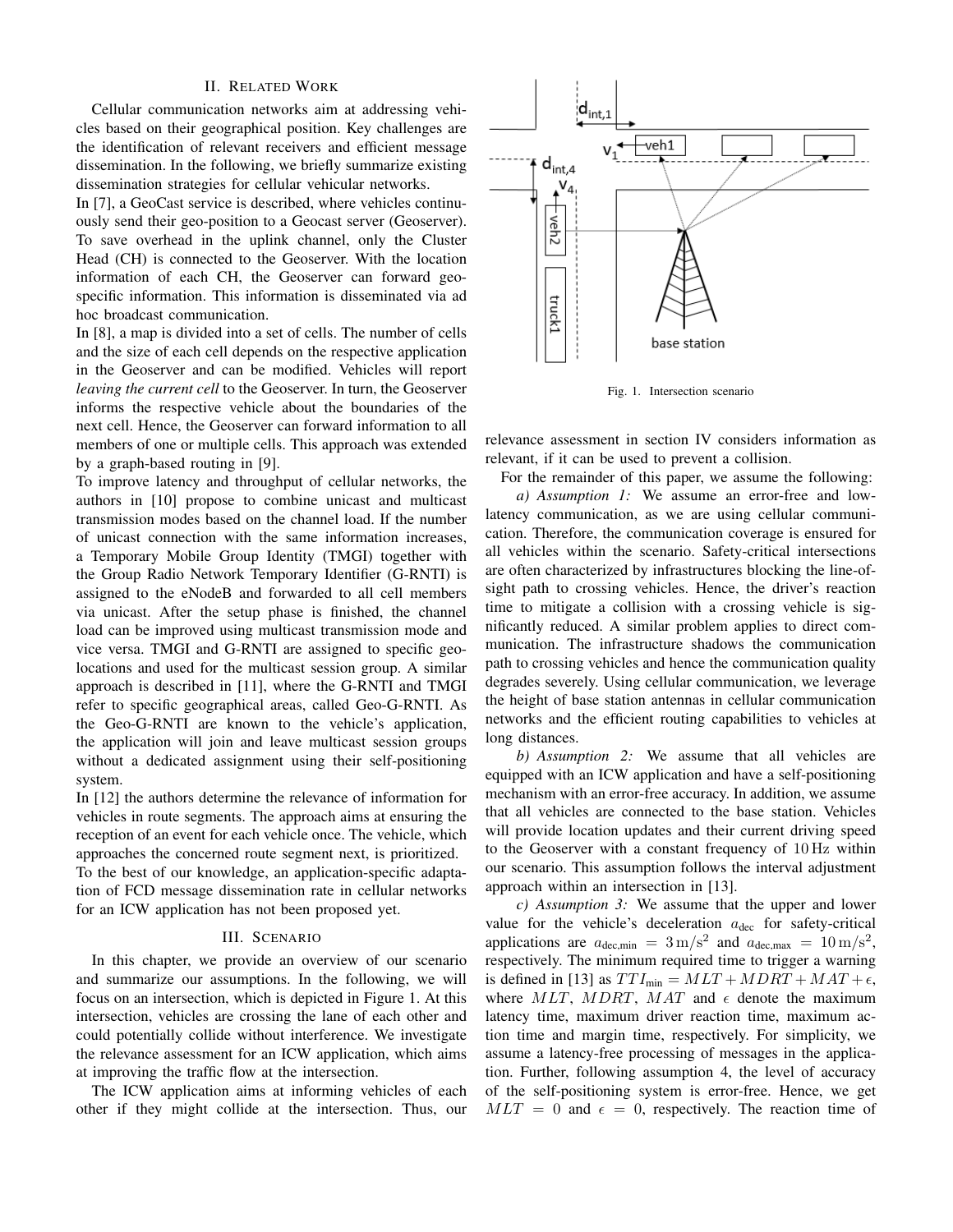## II. Related Work

Cellular communication networks aim at addressing vehicles based on their geographical position. Key challenges are the identification of relevant receivers and efficient message dissemination. In the following, we briefly summarize existing dissemination strategies for cellular vehicular networks.

In [7], a GeoCast service is described, where vehicles continuously send their geo-position to a Geocast server (Geoserver). To save overhead in the uplink channel, only the Cluster Head (CH) is connected to the Geoserver. With the location information of each CH, the Geoserver can forward geo-specific information. This information is disseminated via ad hoc broadcast communication.

In [8], a map is divided into a set of cells. The number of cells and the size of each cell depends on the respective application in the Geoserver and can be modified. Vehicles will report *leaving the current cell* to the Geoserver. In turn, the Geoserver informs the respective vehicle about the boundaries of the next cell. Hence, the Geoserver can forward information to all members of one or multiple cells. This approach was extended by a graph-based routing in [9].

To improve latency and throughput of cellular networks, the authors in [10] propose to combine unicast and multicast transmission modes based on the channel load. If the number of unicast connection with the same information increases, a Temporary Mobile Group Identity (TMGI) together with the Group Radio Network Temporary Identifier (G-RNTI) is assigned to the eNodeB and forwarded to all cell members via unicast. After the setup phase is finished, the channel load can be improved using multicast transmission mode and vice versa. TMGI and G-RNTI are assigned to specific geo-locations and used for the multicast session group. A similar approach is described in [11], where the G-RNTI and TMGI refer to specific geographical areas, called Geo-G-RNTI. As the Geo-G-RNTI are known to the vehicle's application, the application will join and leave multicast session groups without a dedicated assignment using their self-positioning system.

In [12] the authors determine the relevance of information for vehicles in route segments. The approach aims at ensuring the reception of an event for each vehicle once. The vehicle, which approaches the concerned route segment next, is prioritized.

To the best of our knowledge, an application-specific adaptation of FCD message dissemination rate in cellular networks for an ICW application has not been proposed yet.

## III. Scenario

In this chapter, we provide an overview of our scenario and summarize our assumptions. In the following, we will focus on an intersection, which is depicted in Figure 1. At this intersection, vehicles are crossing the lane of each other and could potentially collide without interference. We investigate the relevance assessment for an ICW application, which aims at improving the traffic flow at the intersection.

The ICW application aims at informing vehicles of each other if they might collide at the intersection. Thus, our relevance assessment in section IV considers information as relevant, if it can be used to prevent a collision.

Fig. 1. Intersection scenario

For the remainder of this paper, we assume the following:

*a) Assumption 1:* We assume an error-free and low-latency communication, as we are using cellular communication. Therefore, the communication coverage is ensured for all vehicles within the scenario. Safety-critical intersections are often characterized by infrastructures blocking the line-of-sight path to crossing vehicles. Hence, the driver's reaction time to mitigate a collision with a crossing vehicle is significantly reduced. A similar problem applies to direct communication. The infrastructure shadows the communication path to crossing vehicles and hence the communication quality degrades severely. Using cellular communication, we leverage the height of base station antennas in cellular communication networks and the efficient routing capabilities to vehicles at long distances.

*b) Assumption 2:* We assume that all vehicles are equipped with an ICW application and have a self-positioning mechanism with an error-free accuracy. In addition, we assume that all vehicles are connected to the base station. Vehicles will provide location updates and their current driving speed to the Geoserver with a constant frequency of $10\,\text{Hz}$ within our scenario. This assumption follows the interval adjustment approach within an intersection in [13].

*c) Assumption 3:* We assume that the upper and lower value for the vehicle's deceleration $a_{\text{dec}}$ for safety-critical applications are $a_{\text{dec,min}} = 3\,\text{m/s}^2$ and $a_{\text{dec,max}} = 10\,\text{m/s}^2$, respectively. The minimum required time to trigger a warning is defined in [13] as $TTI_{\text{min}} = MLT + MDRT + MAT + \epsilon$, where $MLT$, $MDRT$, $MAT$ and $\epsilon$ denote the maximum latency time, maximum driver reaction time, maximum action time and margin time, respectively. For simplicity, we assume a latency-free processing of messages in the application. Further, following assumption 4, the level of accuracy of the self-positioning system is error-free. Hence, we get $MLT = 0$ and $\epsilon = 0$, respectively. The reaction time of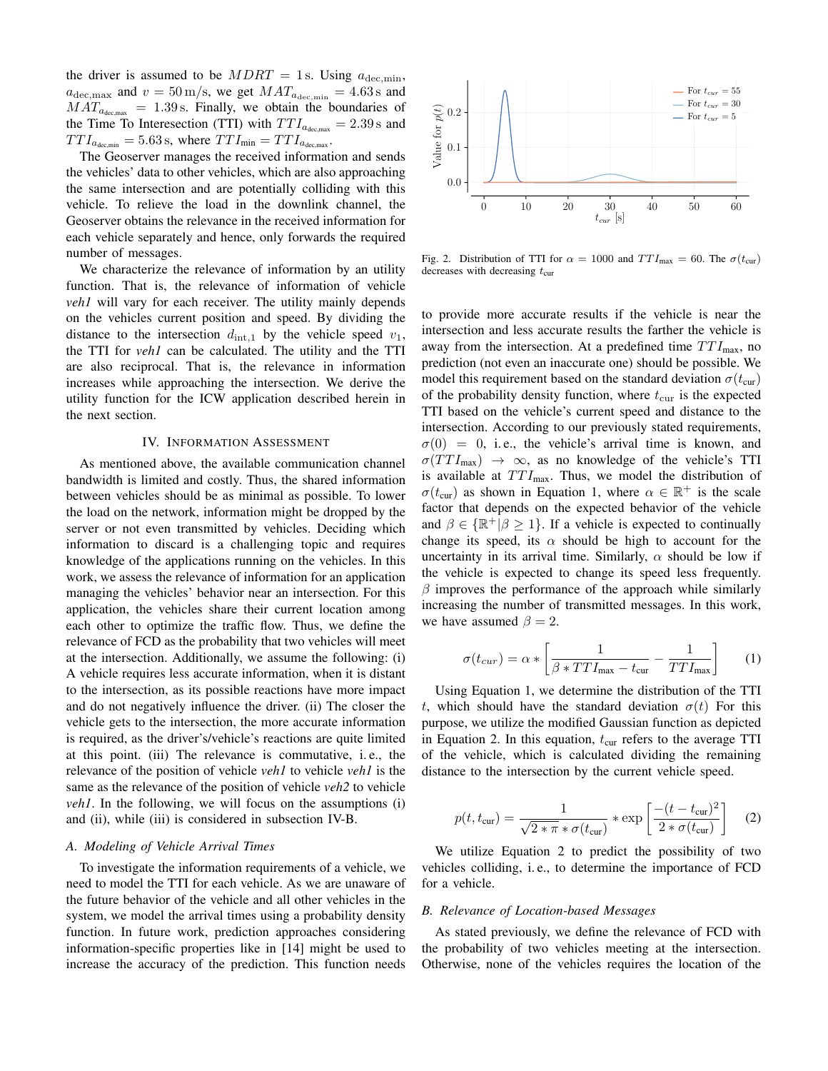the driver is assumed to be $MDRT = 1\,\text{s}$. Using $a_{\text{dec,min}}$, $a_{\text{dec,max}}$ and $v = 50\,\text{m/s}$, we get $MAT_{a_{\text{dec,min}}} = 4.63\,\text{s}$ and $MAT_{a_{\text{dec,max}}} = 1.39\,\text{s}$. Finally, we obtain the boundaries of the Time To Interesection (TTI) with $TTI_{a_{\text{dec,max}}} = 2.39\,\text{s}$ and $TTI_{a_{\text{dec,min}}} = 5.63\,\text{s}$, where $TTI_{\text{min}} = TTI_{a_{\text{dec,max}}}$.

The Geoserver manages the received information and sends the vehicles' data to other vehicles, which are also approaching the same intersection and are potentially colliding with this vehicle. To relieve the load in the downlink channel, the Geoserver obtains the relevance in the received information for each vehicle separately and hence, only forwards the required number of messages.

We characterize the relevance of information by an utility function. That is, the relevance of information of vehicle *veh1* will vary for each receiver. The utility mainly depends on the vehicles current position and speed. By dividing the distance to the intersection $d_{\text{int},1}$ by the vehicle speed $v_1$, the TTI for *veh1* can be calculated. The utility and the TTI are also reciprocal. That is, the relevance in information increases while approaching the intersection. We derive the utility function for the ICW application described herein in the next section.

## IV. Information Assessment

As mentioned above, the available communication channel bandwidth is limited and costly. Thus, the shared information between vehicles should be as minimal as possible. To lower the load on the network, information might be dropped by the server or not even transmitted by vehicles. Deciding which information to discard is a challenging topic and requires knowledge of the applications running on the vehicles. In this work, we assess the relevance of information for an application managing the vehicles' behavior near an intersection. For this application, the vehicles share their current location among each other to optimize the traffic flow. Thus, we define the relevance of FCD as the probability that two vehicles will meet at the intersection. Additionally, we assume the following: (i) A vehicle requires less accurate information, when it is distant to the intersection, as its possible reactions have more impact and do not negatively influence the driver. (ii) The closer the vehicle gets to the intersection, the more accurate information is required, as the driver's/vehicle's reactions are quite limited at this point. (iii) The relevance is commutative, i. e., the relevance of the position of vehicle *veh1* to vehicle *veh1* is the same as the relevance of the position of vehicle *veh2* to vehicle *veh1*. In the following, we will focus on the assumptions (i) and (ii), while (iii) is considered in subsection IV-B.

### A. Modeling of Vehicle Arrival Times

To investigate the information requirements of a vehicle, we need to model the TTI for each vehicle. As we are unaware of the future behavior of the vehicle and all other vehicles in the system, we model the arrival times using a probability density function. In future work, prediction approaches considering information-specific properties like in [14] might be used to increase the accuracy of the prediction. This function needs to provide more accurate results if the vehicle is near the intersection and less accurate results the farther the vehicle is away from the intersection. At a predefined time $TTI_{\text{max}}$, no prediction (not even an inaccurate one) should be possible. We model this requirement based on the standard deviation $\sigma(t_{\text{cur}})$ of the probability density function, where $t_{\text{cur}}$ is the expected TTI based on the vehicle's current speed and distance to the intersection. According to our previously stated requirements, $\sigma(0) = 0$, i. e., the vehicle's arrival time is known, and $\sigma(TTI_{\text{max}}) \rightarrow \infty$, as no knowledge of the vehicle's TTI is available at $TTI_{\text{max}}$. Thus, we model the distribution of $\sigma(t_{\text{cur}})$ as shown in Equation 1, where $\alpha \in \mathbb{R}^+$ is the scale factor that depends on the expected behavior of the vehicle and $\beta \in \{\mathbb{R}^+ | \beta \geq 1\}$. If a vehicle is expected to continually change its speed, its $\alpha$ should be high to account for the uncertainty in its arrival time. Similarly, $\alpha$ should be low if the vehicle is expected to change its speed less frequently. $\beta$ improves the performance of the approach while similarly increasing the number of transmitted messages. In this work, we have assumed $\beta = 2$.

$$\sigma(t_{cur}) = \alpha * \left[ \frac{1}{\beta * TTI_{\text{max}} - t_{\text{cur}}} - \frac{1}{TTI_{\text{max}}} \right] \quad (1)$$

Using Equation 1, we determine the distribution of the TTI $t$, which should have the standard deviation $\sigma(t)$ For this purpose, we utilize the modified Gaussian function as depicted in Equation 2. In this equation, $t_{\text{cur}}$ refers to the average TTI of the vehicle, which is calculated dividing the remaining distance to the intersection by the current vehicle speed.

$$p(t, t_{\text{cur}}) = \frac{1}{\sqrt{2 * \pi} * \sigma(t_{\text{cur}})} * \exp\left[ \frac{-(t - t_{\text{cur}})^2}{2 * \sigma(t_{\text{cur}})} \right] \quad (2)$$

We utilize Equation 2 to predict the possibility of two vehicles colliding, i. e., to determine the importance of FCD for a vehicle.

### B. Relevance of Location-based Messages

As stated previously, we define the relevance of FCD with the probability of two vehicles meeting at the intersection. Otherwise, none of the vehicles requires the location of the

Fig. 2. Distribution of TTI for $\alpha = 1000$ and $TTI_{\text{max}} = 60$. The $\sigma(t_{\text{cur}})$ decreases with decreasing $t_{\text{cur}}$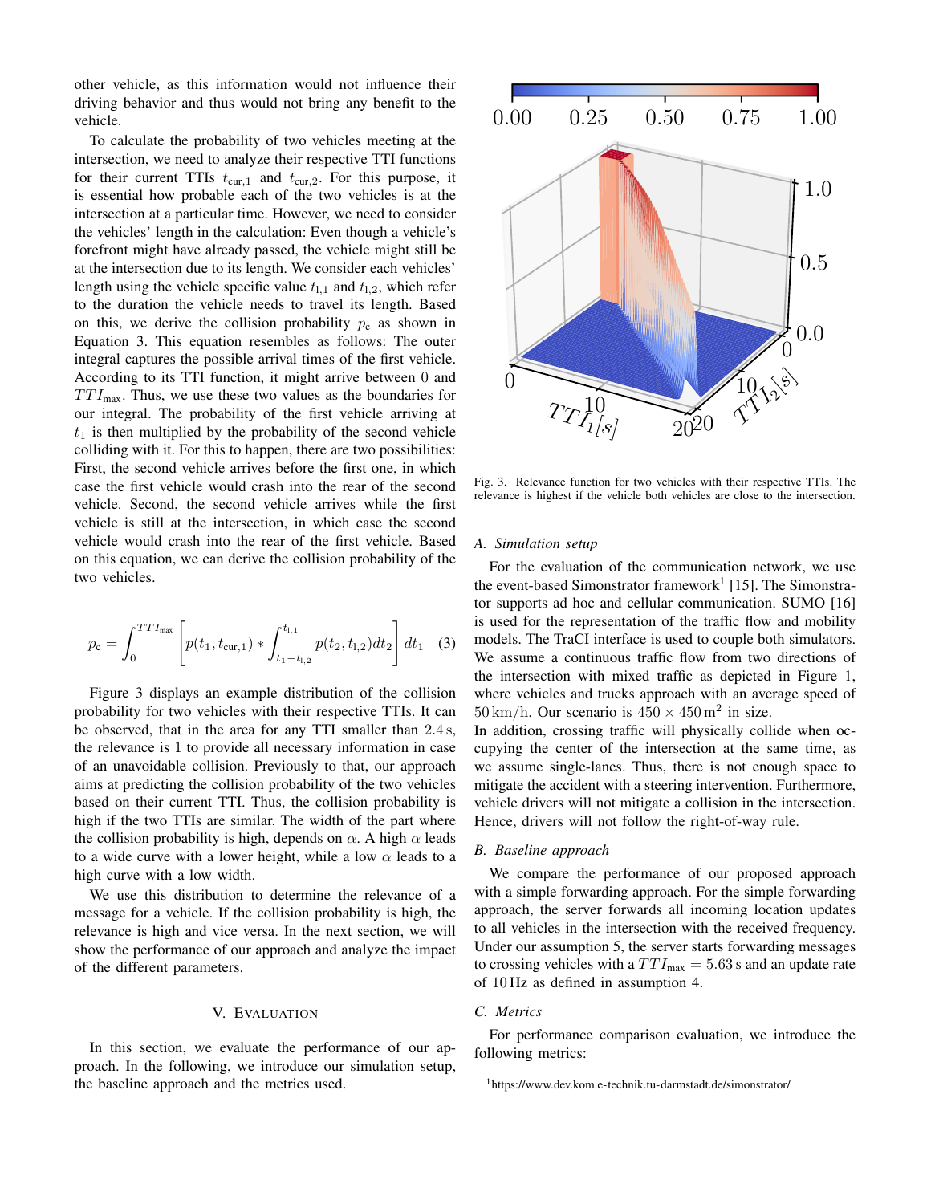other vehicle, as this information would not influence their driving behavior and thus would not bring any benefit to the vehicle.

To calculate the probability of two vehicles meeting at the intersection, we need to analyze their respective TTI functions for their current TTIs $t_{\text{cur},1}$ and $t_{\text{cur},2}$. For this purpose, it is essential how probable each of the two vehicles is at the intersection at a particular time. However, we need to consider the vehicles' length in the calculation: Even though a vehicle's forefront might have already passed, the vehicle might still be at the intersection due to its length. We consider each vehicles' length using the vehicle specific value $t_{\text{l},1}$ and $t_{\text{l},2}$, which refer to the duration the vehicle needs to travel its length. Based on this, we derive the collision probability $p_{\text{c}}$ as shown in Equation 3. This equation resembles as follows: The outer integral captures the possible arrival times of the first vehicle. According to its TTI function, it might arrive between 0 and $TTI_{\text{max}}$. Thus, we use these two values as the boundaries for our integral. The probability of the first vehicle arriving at $t_1$ is then multiplied by the probability of the second vehicle colliding with it. For this to happen, there are two possibilities: First, the second vehicle arrives before the first one, in which case the first vehicle would crash into the rear of the second vehicle. Second, the second vehicle arrives while the first vehicle is still at the intersection, in which case the second vehicle would crash into the rear of the first vehicle. Based on this equation, we can derive the collision probability of the two vehicles.

$$p_{\text{c}} = \int_{0}^{TTI_{\text{max}}} \left[ p(t_1, t_{\text{cur},1}) * \int_{t_1 - t_{\text{l},2}}^{t_{\text{l},1}} p(t_2, t_{\text{l},2}) dt_2 \right] dt_1 \quad (3)$$

Figure 3 displays an example distribution of the collision probability for two vehicles with their respective TTIs. It can be observed, that in the area for any TTI smaller than 2.4 s, the relevance is 1 to provide all necessary information in case of an unavoidable collision. Previously to that, our approach aims at predicting the collision probability of the two vehicles based on their current TTI. Thus, the collision probability is high if the two TTIs are similar. The width of the part where the collision probability is high, depends on $\alpha$. A high $\alpha$ leads to a wide curve with a lower height, while a low $\alpha$ leads to a high curve with a low width.

We use this distribution to determine the relevance of a message for a vehicle. If the collision probability is high, the relevance is high and vice versa. In the next section, we will show the performance of our approach and analyze the impact of the different parameters.

Fig. 3. Relevance function for two vehicles with their respective TTIs. The relevance is highest if the vehicle both vehicles are close to the intersection.

## V. Evaluation

In this section, we evaluate the performance of our approach. In the following, we introduce our simulation setup, the baseline approach and the metrics used.

### A. Simulation setup

For the evaluation of the communication network, we use the event-based Simonstrator framework[1] [15]. The Simonstrator supports ad hoc and cellular communication. SUMO [16] is used for the representation of the traffic flow and mobility models. The TraCI interface is used to couple both simulators. We assume a continuous traffic flow from two directions of the intersection with mixed traffic as depicted in Figure 1, where vehicles and trucks approach with an average speed of $50\,\text{km/h}$. Our scenario is $450 \times 450\,\text{m}^2$ in size.

In addition, crossing traffic will physically collide when occupying the center of the intersection at the same time, as we assume single-lanes. Thus, there is not enough space to mitigate the accident with a steering intervention. Furthermore, vehicle drivers will not mitigate a collision in the intersection. Hence, drivers will not follow the right-of-way rule.

### B. Baseline approach

We compare the performance of our proposed approach with a simple forwarding approach. For the simple forwarding approach, the server forwards all incoming location updates to all vehicles in the intersection with the received frequency. Under our assumption 5, the server starts forwarding messages to crossing vehicles with a $TTI_{\text{max}} = 5.63\,\text{s}$ and an update rate of $10\,\text{Hz}$ as defined in assumption 4.

### C. Metrics

For performance comparison evaluation, we introduce the following metrics:

[1] https://www.dev.kom.e-technik.tu-darmstadt.de/simonstrator/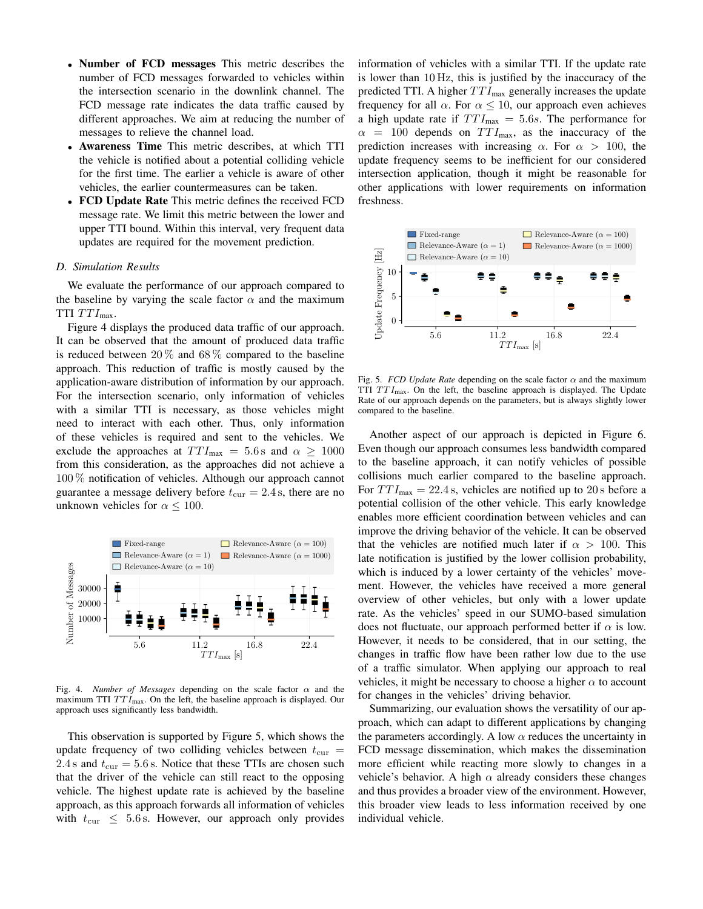- **Number of FCD messages** This metric describes the number of FCD messages forwarded to vehicles within the intersection scenario in the downlink channel. The FCD message rate indicates the data traffic caused by different approaches. We aim at reducing the number of messages to relieve the channel load.
- **Awareness Time** This metric describes, at which TTI the vehicle is notified about a potential colliding vehicle for the first time. The earlier a vehicle is aware of other vehicles, the earlier countermeasures can be taken.
- **FCD Update Rate** This metric defines the received FCD message rate. We limit this metric between the lower and upper TTI bound. Within this interval, very frequent data updates are required for the movement prediction.

### D. Simulation Results

We evaluate the performance of our approach compared to the baseline by varying the scale factor $\alpha$ and the maximum TTI $TTI_{\max}$.

Figure 4 displays the produced data traffic of our approach. It can be observed that the amount of produced data traffic is reduced between 20 % and 68 % compared to the baseline approach. This reduction of traffic is mostly caused by the application-aware distribution of information by our approach. For the intersection scenario, only information of vehicles with a similar TTI is necessary, as those vehicles might need to interact with each other. Thus, only information of these vehicles is required and sent to the vehicles. We exclude the approaches at $TTI_{\max} = 5.6\,\text{s}$ and $\alpha \geq 1000$ from this consideration, as the approaches did not achieve a 100 % notification of vehicles. Although our approach cannot guarantee a message delivery before $t_{\text{cur}} = 2.4\,\text{s}$, there are no unknown vehicles for $\alpha \leq 100$.

Fig. 4. *Number of Messages* depending on the scale factor $\alpha$ and the maximum TTI $TTI_{\max}$. On the left, the baseline approach is displayed. Our approach uses significantly less bandwidth.

This observation is supported by Figure 5, which shows the update frequency of two colliding vehicles between $t_{\text{cur}} = 2.4\,\text{s}$ and $t_{\text{cur}} = 5.6\,\text{s}$. Notice that these TTIs are chosen such that the driver of the vehicle can still react to the opposing vehicle. The highest update rate is achieved by the baseline approach, as this approach forwards all information of vehicles with $t_{\text{cur}} \leq 5.6\,\text{s}$. However, our approach only provides information of vehicles with a similar TTI. If the update rate is lower than 10 Hz, this is justified by the inaccuracy of the predicted TTI. A higher $TTI_{\max}$ generally increases the update frequency for all $\alpha$. For $\alpha \leq 10$, our approach even achieves a high update rate if $TTI_{\max} = 5.6s$. The performance for $\alpha = 100$ depends on $TTI_{\max}$, as the inaccuracy of the prediction increases with increasing $\alpha$. For $\alpha > 100$, the update frequency seems to be inefficient for our considered intersection application, though it might be reasonable for other applications with lower requirements on information freshness.

Fig. 5. *FCD Update Rate* depending on the scale factor $\alpha$ and the maximum TTI $TTI_{\max}$. On the left, the baseline approach is displayed. The Update Rate of our approach depends on the parameters, but is always slightly lower compared to the baseline.

Another aspect of our approach is depicted in Figure 6. Even though our approach consumes less bandwidth compared to the baseline approach, it can notify vehicles of possible collisions much earlier compared to the baseline approach. For $TTI_{\max} = 22.4\,\text{s}$, vehicles are notified up to 20 s before a potential collision of the other vehicle. This early knowledge enables more efficient coordination between vehicles and can improve the driving behavior of the vehicle. It can be observed that the vehicles are notified much later if $\alpha > 100$. This late notification is justified by the lower collision probability, which is induced by a lower certainty of the vehicles' movement. However, the vehicles have received a more general overview of other vehicles, but only with a lower update rate. As the vehicles' speed in our SUMO-based simulation does not fluctuate, our approach performed better if $\alpha$ is low. However, it needs to be considered, that in our setting, the changes in traffic flow have been rather low due to the use of a traffic simulator. When applying our approach to real vehicles, it might be necessary to choose a higher $\alpha$ to account for changes in the vehicles' driving behavior.

Summarizing, our evaluation shows the versatility of our approach, which can adapt to different applications by changing the parameters accordingly. A low $\alpha$ reduces the uncertainty in FCD message dissemination, which makes the dissemination more efficient while reacting more slowly to changes in a vehicle's behavior. A high $\alpha$ already considers these changes and thus provides a broader view of the environment. However, this broader view leads to less information received by one individual vehicle.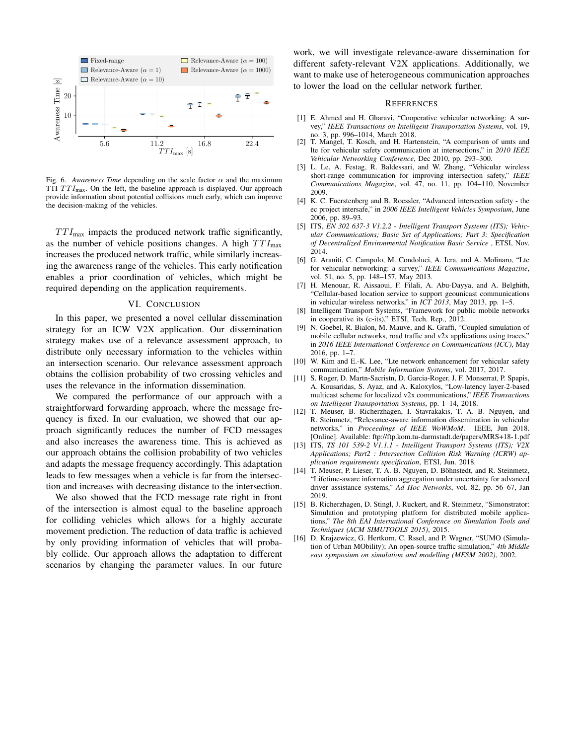Fixed-range
Relevance-Aware ($\alpha = 1$)
Relevance-Aware ($\alpha = 10$)
Relevance-Aware ($\alpha = 100$)
Relevance-Aware ($\alpha = 1000$)

Awareness Time [s]
20
10

5.6
11.2
16.8
22.4
$TTI_{\max}$ [s]

Fig. 6. *Awareness Time* depending on the scale factor $\alpha$ and the maximum TTI $TTI_{\max}$. On the left, the baseline approach is displayed. Our approach provide information about potential collisions much early, which can improve the decision-making of the vehicles.

$TTI_{\max}$ impacts the produced network traffic significantly, as the number of vehicle positions changes. A high $TTI_{\max}$ increases the produced network traffic, while similarly increasing the awareness range of the vehicles. This early notification enables a prior coordination of vehicles, which might be required depending on the application requirements.

## VI. Conclusion

In this paper, we presented a novel cellular dissemination strategy for an ICW V2X application. Our dissemination strategy makes use of a relevance assessment approach, to distribute only necessary information to the vehicles within an intersection scenario. Our relevance assessment approach obtains the collision probability of two crossing vehicles and uses the relevance in the information dissemination.

We compared the performance of our approach with a straightforward forwarding approach, where the message frequency is fixed. In our evaluation, we showed that our approach significantly reduces the number of FCD messages and also increases the awareness time. This is achieved as our approach obtains the collision probability of two vehicles and adapts the message frequency accordingly. This adaptation leads to few messages when a vehicle is far from the intersection and increases with decreasing distance to the intersection.

We also showed that the FCD message rate right in front of the intersection is almost equal to the baseline approach for colliding vehicles which allows for a highly accurate movement prediction. The reduction of data traffic is achieved by only providing information of vehicles that will probably collide. Our approach allows the adaptation to different scenarios by changing the parameter values. In our future work, we will investigate relevance-aware dissemination for different safety-relevant V2X applications. Additionally, we want to make use of heterogeneous communication approaches to lower the load on the cellular network further.

## References

[1] E. Ahmed and H. Gharavi, "Cooperative vehicular networking: A survey," *IEEE Transactions on Intelligent Transportation Systems*, vol. 19, no. 3, pp. 996–1014, March 2018.

[2] T. Mangel, T. Kosch, and H. Hartenstein, "A comparison of umts and lte for vehicular safety communication at intersections," in *2010 IEEE Vehicular Networking Conference*, Dec 2010, pp. 293–300.

[3] L. Le, A. Festag, R. Baldessari, and W. Zhang, "Vehicular wireless short-range communication for improving intersection safety," *IEEE Communications Magazine*, vol. 47, no. 11, pp. 104–110, November 2009.

[4] K. C. Fuerstenberg and B. Roessler, "Advanced intersection safety - the ec project intersafe," in *2006 IEEE Intelligent Vehicles Symposium*, June 2006, pp. 89–93.

[5] ITS, *EN 302 637-3 V1.2.2 - Intelligent Transport Systems (ITS); Vehicular Communications; Basic Set of Applications; Part 3: Specification of Decentralized Environmental Notification Basic Service* , ETSI, Nov. 2014.

[6] G. Araniti, C. Campolo, M. Condoluci, A. Iera, and A. Molinaro, "Lte for vehicular networking: a survey," *IEEE Communications Magazine*, vol. 51, no. 5, pp. 148–157, May 2013.

[7] H. Menouar, R. Aissaoui, F. Filali, A. Abu-Dayya, and A. Belghith, "Cellular-based location service to support geounicast communications in vehicular wireless networks," in *ICT 2013*, May 2013, pp. 1–5.

[8] Intelligent Transport Systems, "Framework for public mobile networks in cooperative its (c-its)," ETSI, Tech. Rep., 2012.

[9] N. Goebel, R. Bialon, M. Mauve, and K. Graffi, "Coupled simulation of mobile cellular networks, road traffic and v2x applications using traces," in *2016 IEEE International Conference on Communications (ICC)*, May 2016, pp. 1–7.

[10] W. Kim and E.-K. Lee, "Lte network enhancement for vehicular safety communication," *Mobile Information Systems*, vol. 2017, 2017.

[11] S. Roger, D. Martn-Sacristn, D. Garcia-Roger, J. F. Monserrat, P. Spapis, A. Kousaridas, S. Ayaz, and A. Kaloxylos, "Low-latency layer-2-based multicast scheme for localized v2x communications," *IEEE Transactions on Intelligent Transportation Systems*, pp. 1–14, 2018.

[12] T. Meuser, B. Richerzhagen, I. Stavrakakis, T. A. B. Nguyen, and R. Steinmetz, "Relevance-aware information dissemination in vehicular networks," in *Proceedings of IEEE WoWMoM*. IEEE, Jun 2018. [Online]. Available: ftp://ftp.kom.tu-darmstadt.de/papers/MRS+18-1.pdf

[13] ITS, *TS 101 539-2 V1.1.1 - Intelligent Transport Systems (ITS); V2X Applications; Part2 : Intersection Collision Risk Warning (ICRW) application requirements specification*, ETSI, Jun. 2018.

[14] T. Meuser, P. Lieser, T. A. B. Nguyen, D. Böhnstedt, and R. Steinmetz, "Lifetime-aware information aggregation under uncertainty for advanced driver assistance systems," *Ad Hoc Networks*, vol. 82, pp. 56–67, Jan 2019.

[15] B. Richerzhagen, D. Stingl, J. Ruckert, and R. Steinmetz, "Simonstrator: Simulation and prototyping platform for distributed mobile applications," *The 8th EAI International Conference on Simulation Tools and Techniques (ACM SIMUTOOLS 2015)*, 2015.

[16] D. Krajzewicz, G. Hertkorn, C. Rssel, and P. Wagner, "SUMO (Simulation of Urban MObility); An open-source traffic simulation," *4th Middle east symposium on simulation and modelling (MESM 2002)*, 2002.